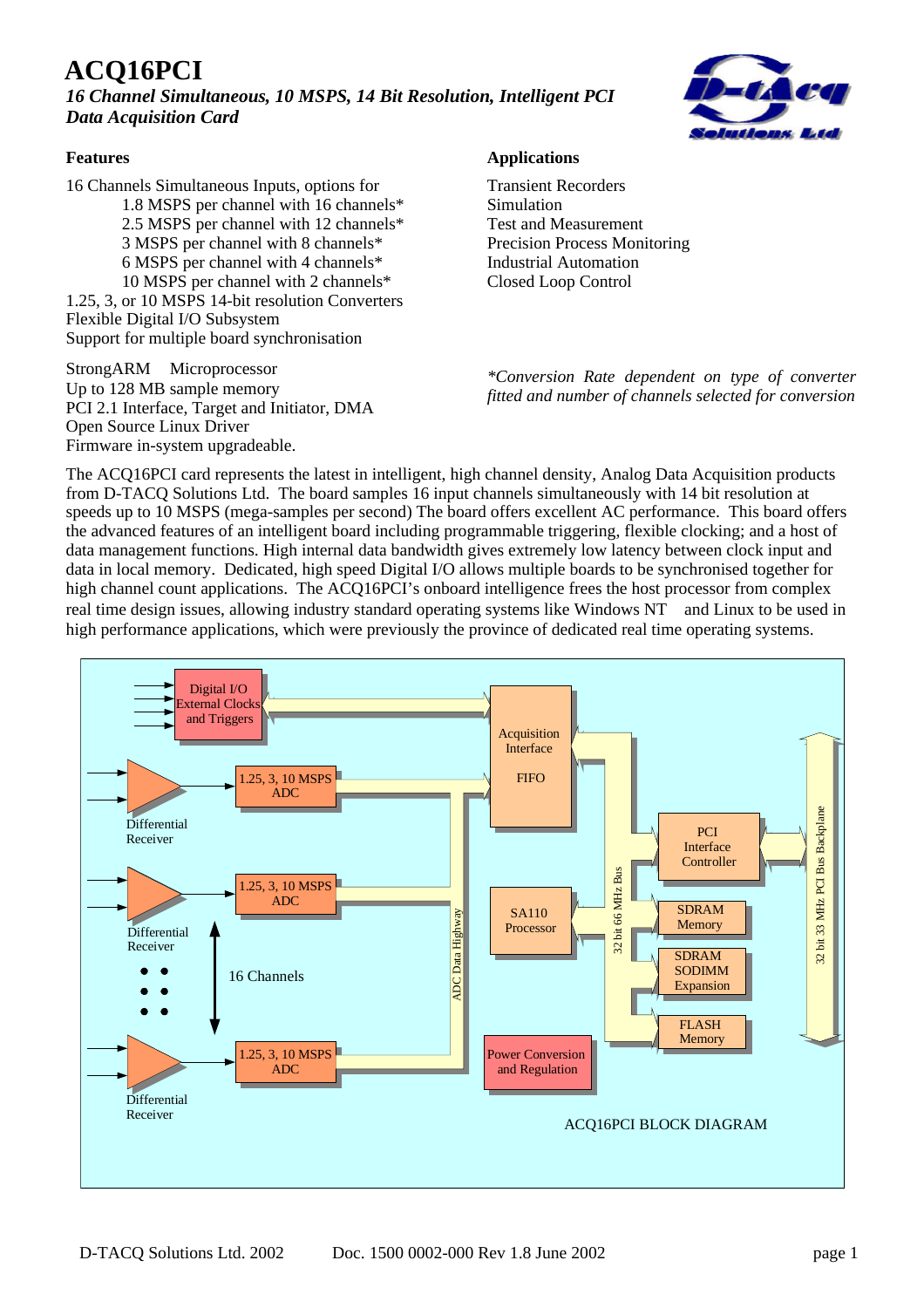# ACQ16PCI

*16 Channel Simultaneous, 10 MSPS, 14 Bit Resolution, Intelligent PCI Data Acquisition Card*

## Features

16 Channels Simultaneous Inputs, options for
- 1.8 MSPS per channel with 16 channels*
- 2.5 MSPS per channel with 12 channels*
- 3 MSPS per channel with 8 channels*
- 6 MSPS per channel with 4 channels*
- 10 MSPS per channel with 2 channels*

1.25, 3, or 10 MSPS 14-bit resolution Converters
Flexible Digital I/O Subsystem
Support for multiple board synchronisation

StrongARM Microprocessor
Up to 128 MB sample memory
PCI 2.1 Interface, Target and Initiator, DMA
Open Source Linux Driver
Firmware in-system upgradeable.

## Applications

Transient Recorders
Simulation
Test and Measurement
Precision Process Monitoring
Industrial Automation
Closed Loop Control

*\*Conversion Rate dependent on type of converter fitted and number of channels selected for conversion*

The ACQ16PCI card represents the latest in intelligent, high channel density, Analog Data Acquisition products from D-TACQ Solutions Ltd. The board samples 16 input channels simultaneously with 14 bit resolution at speeds up to 10 MSPS (mega-samples per second) The board offers excellent AC performance. This board offers the advanced features of an intelligent board including programmable triggering, flexible clocking; and a host of data management functions. High internal data bandwidth gives extremely low latency between clock input and data in local memory. Dedicated, high speed Digital I/O allows multiple boards to be synchronised together for high channel count applications. The ACQ16PCI's onboard intelligence frees the host processor from complex real time design issues, allowing industry standard operating systems like Windows NT and Linux to be used in high performance applications, which were previously the province of dedicated real time operating systems.

ACQ16PCI BLOCK DIAGRAM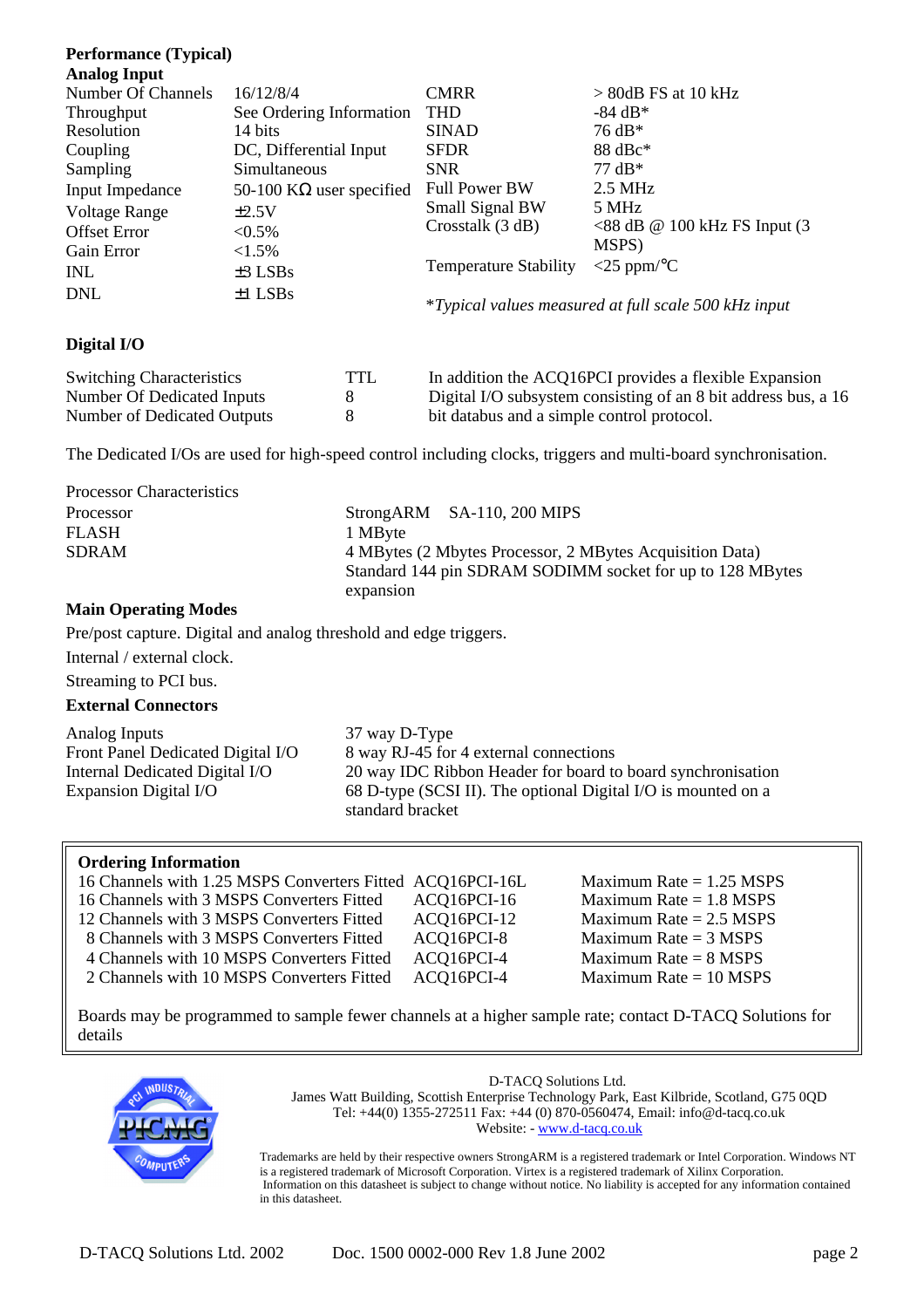**Performance (Typical)**

**Analog Input**

| | | | |
|---|---|---|---|
| Number Of Channels | 16/12/8/4 | CMRR | > 80dB FS at 10 kHz |
| Throughput | See Ordering Information | THD | -84 dB* |
| Resolution | 14 bits | SINAD | 76 dB* |
| Coupling | DC, Differential Input | SFDR | 88 dBc* |
| Sampling | Simultaneous | SNR | 77 dB* |
| Input Impedance | 50-100 KΩ user specified | Full Power BW | 2.5 MHz |
| Voltage Range | ±2.5V | Small Signal BW | 5 MHz |
| Offset Error | <0.5% | Crosstalk (3 dB) | <88 dB @ 100 kHz FS Input (3 MSPS) |
| Gain Error | <1.5% | | |
| INL | ±3 LSBs | Temperature Stability | <25 ppm/°C |
| DNL | ±1 LSBs | | |

**Typical values measured at full scale 500 kHz input*

**Digital I/O**

| | |
|---|---|
| Switching Characteristics | TTL |
| Number Of Dedicated Inputs | 8 |
| Number of Dedicated Outputs | 8 |

In addition the ACQ16PCI provides a flexible Expansion Digital I/O subsystem consisting of an 8 bit address bus, a 16 bit databus and a simple control protocol.

The Dedicated I/Os are used for high-speed control including clocks, triggers and multi-board synchronisation.

Processor Characteristics

| | |
|---|---|
| Processor | StrongARM SA-110, 200 MIPS |
| FLASH | 1 MByte |
| SDRAM | 4 MBytes (2 Mbytes Processor, 2 MBytes Acquisition Data)<br>Standard 144 pin SDRAM SODIMM socket for up to 128 MBytes expansion |

**Main Operating Modes**

Pre/post capture. Digital and analog threshold and edge triggers.

Internal / external clock.

Streaming to PCI bus.

**External Connectors**

| | |
|---|---|
| Analog Inputs | 37 way D-Type |
| Front Panel Dedicated Digital I/O | 8 way RJ-45 for 4 external connections |
| Internal Dedicated Digital I/O | 20 way IDC Ribbon Header for board to board synchronisation |
| Expansion Digital I/O | 68 D-type (SCSI II). The optional Digital I/O is mounted on a standard bracket |

**Ordering Information**

| | | |
|---|---|---|
| 16 Channels with 1.25 MSPS Converters Fitted | ACQ16PCI-16L | Maximum Rate = 1.25 MSPS |
| 16 Channels with 3 MSPS Converters Fitted | ACQ16PCI-16 | Maximum Rate = 1.8 MSPS |
| 12 Channels with 3 MSPS Converters Fitted | ACQ16PCI-12 | Maximum Rate = 2.5 MSPS |
| 8 Channels with 3 MSPS Converters Fitted | ACQ16PCI-8 | Maximum Rate = 3 MSPS |
| 4 Channels with 10 MSPS Converters Fitted | ACQ16PCI-4 | Maximum Rate = 8 MSPS |
| 2 Channels with 10 MSPS Converters Fitted | ACQ16PCI-4 | Maximum Rate = 10 MSPS |

Boards may be programmed to sample fewer channels at a higher sample rate; contact D-TACQ Solutions for details

D-TACQ Solutions Ltd.
James Watt Building, Scottish Enterprise Technology Park, East Kilbride, Scotland, G75 0QD
Tel: +44(0) 1355-272511 Fax: +44 (0) 870-0560474, Email: info@d-tacq.co.uk
Website: - www.d-tacq.co.uk

Trademarks are held by their respective owners StrongARM is a registered trademark or Intel Corporation. Windows NT is a registered trademark of Microsoft Corporation. Virtex is a registered trademark of Xilinx Corporation.
Information on this datasheet is subject to change without notice. No liability is accepted for any information contained in this datasheet.

D-TACQ Solutions Ltd. 2002 Doc. 1500 0002-000 Rev 1.8 June 2002